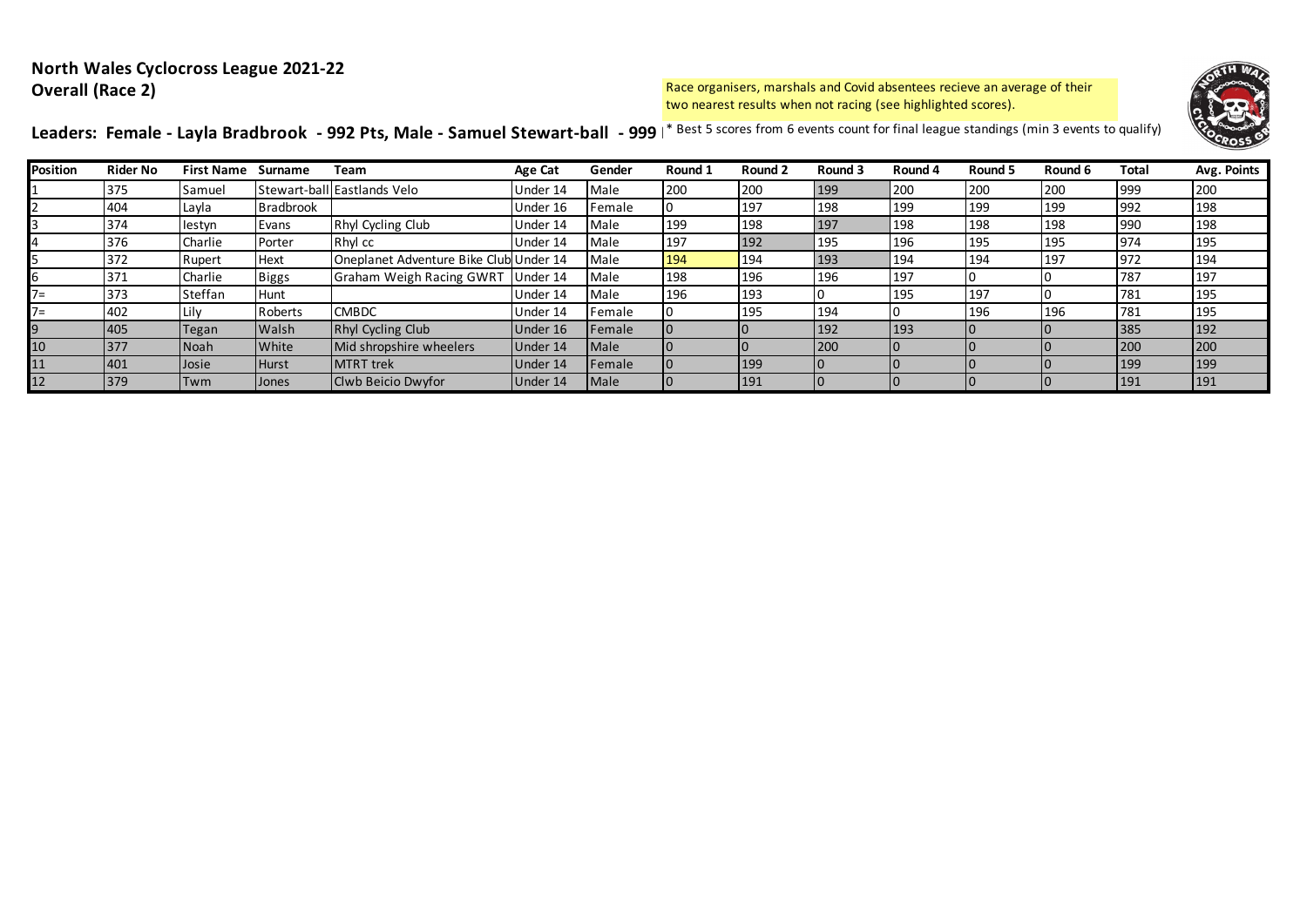# North Wales Cyclocross League 2021-22

## Overall (Race 2)

Race organisers, marshals and Covid absentees recieve an average of their two nearest results when not racing (see highlighted scores).

**Leaders: Female - Layla Bradbrook - 992 Pts, Male - Samuel Stewart-ball - 999**

\* Best 5 scores from 6 events count for final league standings (min 3 events to qualify)

| Position | Rider No | First Name | Surname | Team | Age Cat | Gender | Round 1 | Round 2 | Round 3 | Round 4 | Round 5 | Round 6 | Total | Avg. Points |
|---|---|---|---|---|---|---|---|---|---|---|---|---|---|---|
| 1 | 375 | Samuel | Stewart-ball | Eastlands Velo | Under 14 | Male | 200 | 200 | 199 | 200 | 200 | 200 | 999 | 200 |
| 2 | 404 | Layla | Bradbrook | | Under 16 | Female | 0 | 197 | 198 | 199 | 199 | 199 | 992 | 198 |
| 3 | 374 | Iestyn | Evans | Rhyl Cycling Club | Under 14 | Male | 199 | 198 | 197 | 198 | 198 | 198 | 990 | 198 |
| 4 | 376 | Charlie | Porter | Rhyl cc | Under 14 | Male | 197 | 192 | 195 | 196 | 195 | 195 | 974 | 195 |
| 5 | 372 | Rupert | Hext | Oneplanet Adventure Bike Club | Under 14 | Male | 194 | 194 | 193 | 194 | 194 | 197 | 972 | 194 |
| 6 | 371 | Charlie | Biggs | Graham Weigh Racing GWRT | Under 14 | Male | 198 | 196 | 196 | 197 | 0 | 0 | 787 | 197 |
| 7= | 373 | Steffan | Hunt | | Under 14 | Male | 196 | 193 | 0 | 195 | 197 | 0 | 781 | 195 |
| 7= | 402 | Lily | Roberts | CMBDC | Under 14 | Female | 0 | 195 | 194 | 0 | 196 | 196 | 781 | 195 |
| 9 | 405 | Tegan | Walsh | Rhyl Cycling Club | Under 16 | Female | 0 | 0 | 192 | 193 | 0 | 0 | 385 | 192 |
| 10 | 377 | Noah | White | Mid shropshire wheelers | Under 14 | Male | 0 | 0 | 200 | 0 | 0 | 0 | 200 | 200 |
| 11 | 401 | Josie | Hurst | MTRT trek | Under 14 | Female | 0 | 199 | 0 | 0 | 0 | 0 | 199 | 199 |
| 12 | 379 | Twm | Jones | Clwb Beicio Dwyfor | Under 14 | Male | 0 | 191 | 0 | 0 | 0 | 0 | 191 | 191 |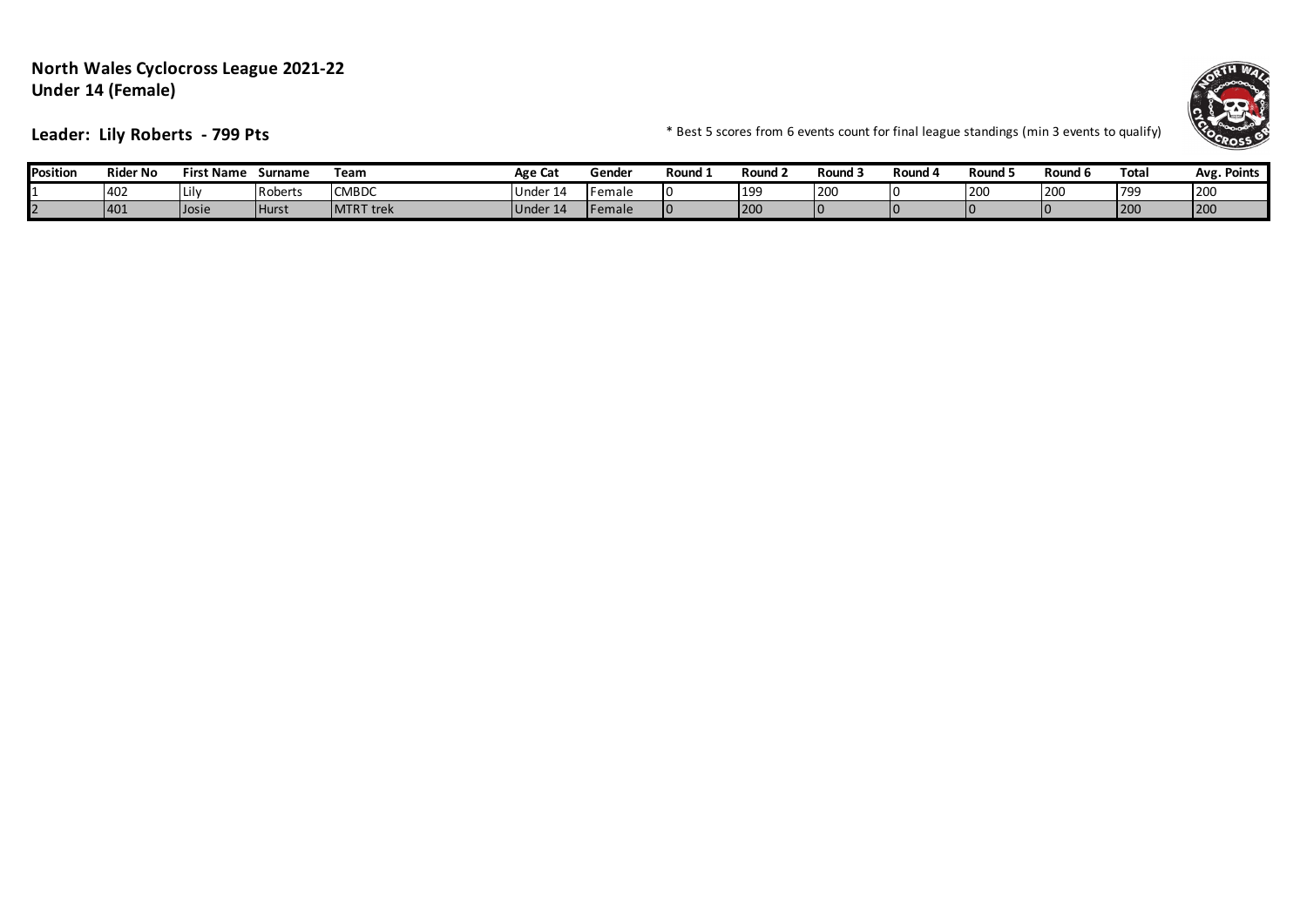**North Wales Cyclocross League 2021-22**
**Under 14 (Female)**

**Leader: Lily Roberts - 799 Pts**

* Best 5 scores from 6 events count for final league standings (min 3 events to qualify)

| Position | Rider No | First Name | Surname | Team | Age Cat | Gender | Round 1 | Round 2 | Round 3 | Round 4 | Round 5 | Round 6 | Total | Avg. Points |
|---|---|---|---|---|---|---|---|---|---|---|---|---|---|---|
| 1 | 402 | Lily | Roberts | CMBDC | Under 14 | Female | 0 | 199 | 200 | 0 | 200 | 200 | 799 | 200 |
| 2 | 401 | Josie | Hurst | MTRT trek | Under 14 | Female | 0 | 200 | 0 | 0 | 0 | 0 | 200 | 200 |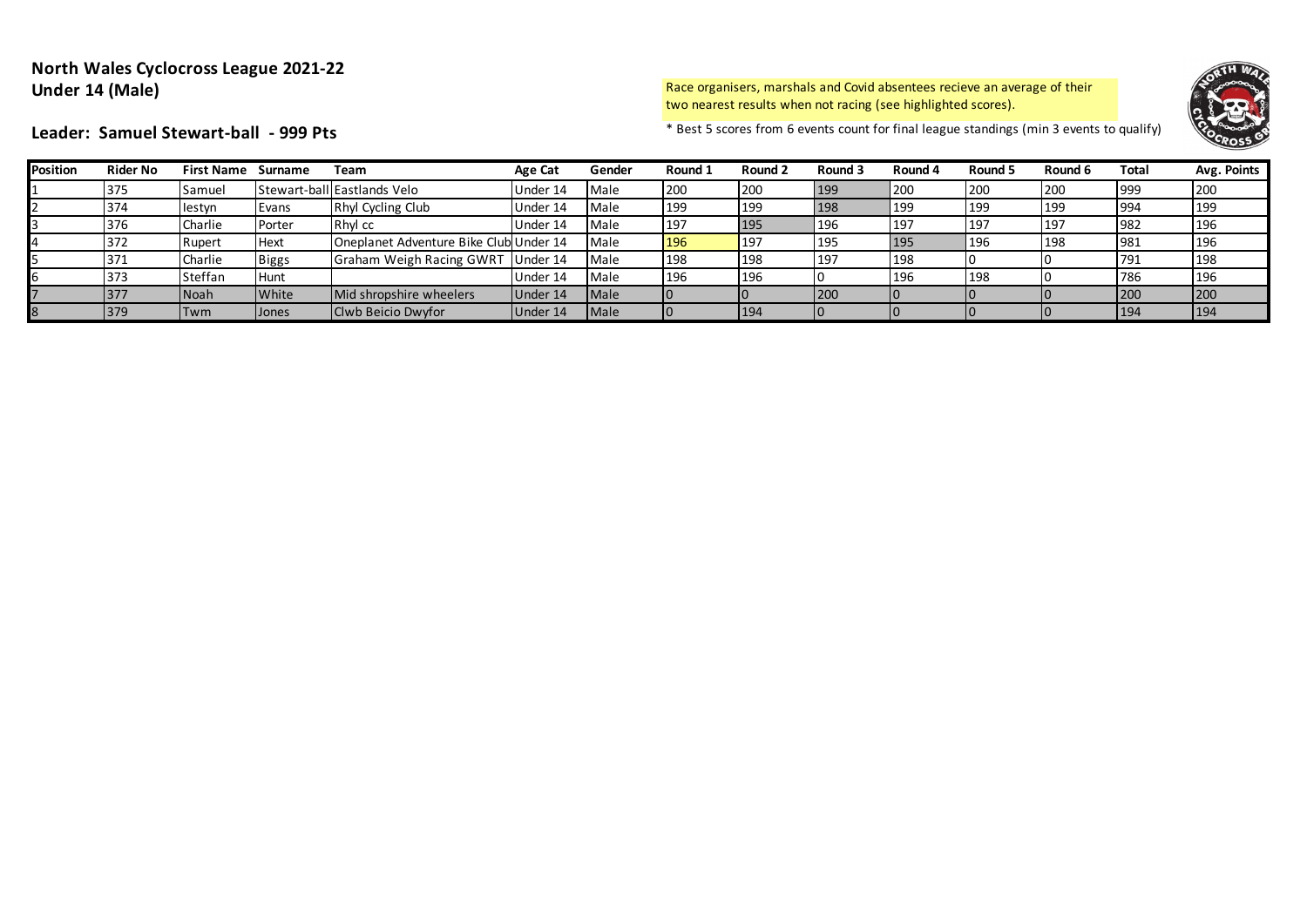**North Wales Cyclocross League 2021-22**
**Under 14 (Male)**

**Leader: Samuel Stewart-ball - 999 Pts**

Race organisers, marshals and Covid absentees recieve an average of their two nearest results when not racing (see highlighted scores).

* Best 5 scores from 6 events count for final league standings (min 3 events to qualify)

| Position | Rider No | First Name | Surname | Team | Age Cat | Gender | Round 1 | Round 2 | Round 3 | Round 4 | Round 5 | Round 6 | Total | Avg. Points |
|---|---|---|---|---|---|---|---|---|---|---|---|---|---|---|
| 1 | 375 | Samuel | Stewart-ball | Eastlands Velo | Under 14 | Male | 200 | 200 | 199 | 200 | 200 | 200 | 999 | 200 |
| 2 | 374 | Iestyn | Evans | Rhyl Cycling Club | Under 14 | Male | 199 | 199 | 198 | 199 | 199 | 199 | 994 | 199 |
| 3 | 376 | Charlie | Porter | Rhyl cc | Under 14 | Male | 197 | 195 | 196 | 197 | 197 | 197 | 982 | 196 |
| 4 | 372 | Rupert | Hext | Oneplanet Adventure Bike Club | Under 14 | Male | 196 | 197 | 195 | 195 | 196 | 198 | 981 | 196 |
| 5 | 371 | Charlie | Biggs | Graham Weigh Racing GWRT | Under 14 | Male | 198 | 198 | 197 | 198 | 0 | 0 | 791 | 198 |
| 6 | 373 | Steffan | Hunt | | Under 14 | Male | 196 | 196 | 0 | 196 | 198 | 0 | 786 | 196 |
| 7 | 377 | Noah | White | Mid shropshire wheelers | Under 14 | Male | 0 | 0 | 200 | 0 | 0 | 0 | 200 | 200 |
| 8 | 379 | Twm | Jones | Clwb Beicio Dwyfor | Under 14 | Male | 0 | 194 | 0 | 0 | 0 | 0 | 194 | 194 |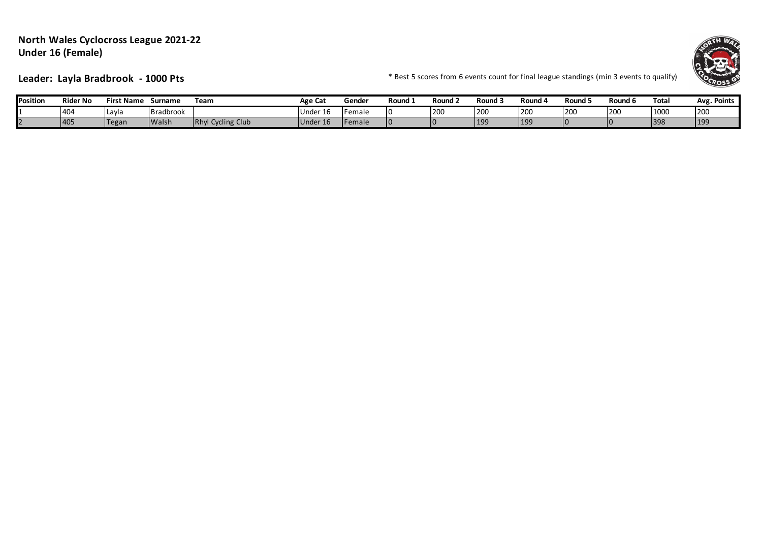**North Wales Cyclocross League 2021-22**
**Under 16 (Female)**

**Leader: Layla Bradbrook - 1000 Pts**

* Best 5 scores from 6 events count for final league standings (min 3 events to qualify)

| Position | Rider No | First Name | Surname | Team | Age Cat | Gender | Round 1 | Round 2 | Round 3 | Round 4 | Round 5 | Round 6 | Total | Avg. Points |
|---|---|---|---|---|---|---|---|---|---|---|---|---|---|---|
| 1 | 404 | Layla | Bradbrook | | Under 16 | Female | 0 | 200 | 200 | 200 | 200 | 200 | 1000 | 200 |
| 2 | 405 | Tegan | Walsh | Rhyl Cycling Club | Under 16 | Female | 0 | 0 | 199 | 199 | 0 | 0 | 398 | 199 |